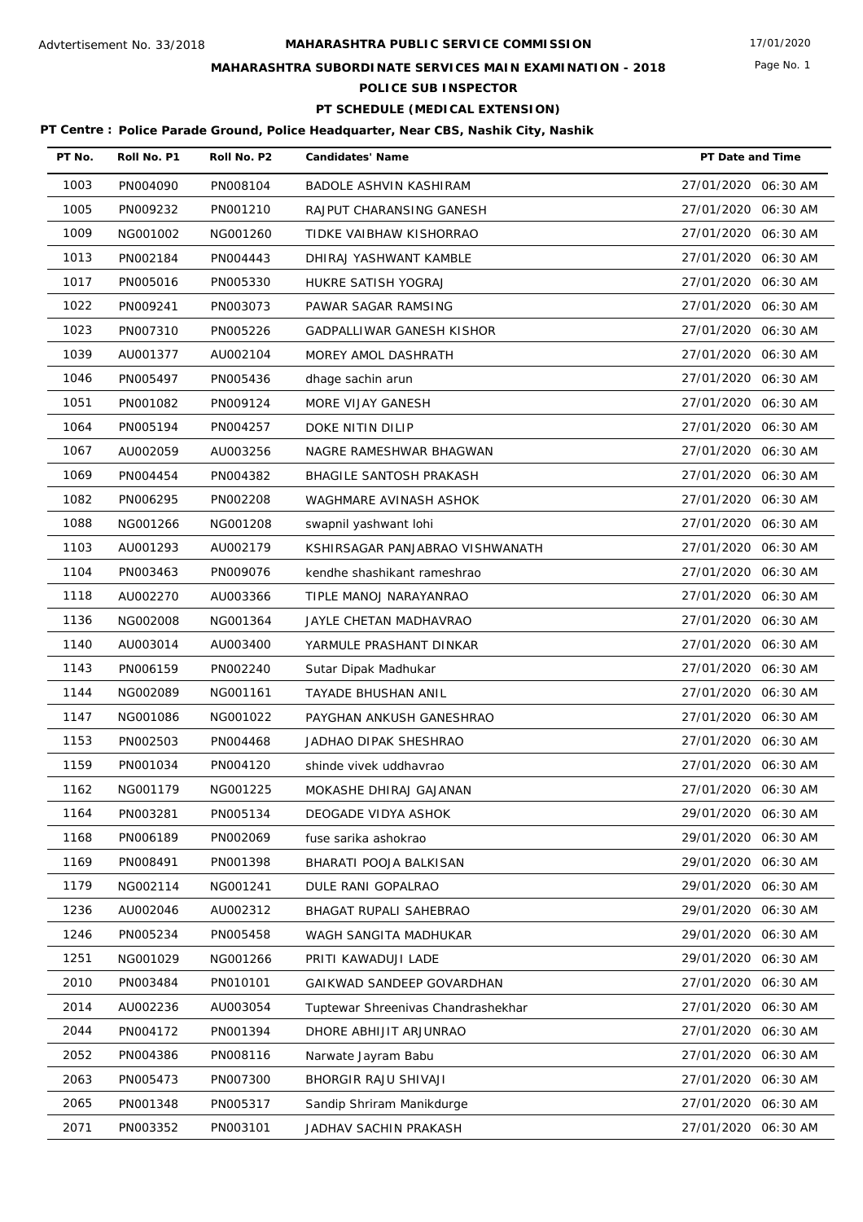Advtertisement No. 33/2018

# MAHARASHTRA PUBLIC SERVICE COMMISSION

17/01/2020

## MAHARASHTRA SUBORDINATE SERVICES MAIN EXAMINATION - 2018

## POLICE SUB INSPECTOR

## PT SCHEDULE (MEDICAL EXTENSION)

**PT Centre : Police Parade Ground, Police Headquarter, Near CBS, Nashik City, Nashik**

| PT No. | Roll No. P1 | Roll No. P2 | Candidates' Name | PT Date and Time |
|---|---|---|---|---|
| 1003 | PN004090 | PN008104 | BADOLE ASHVIN KASHIRAM | 27/01/2020 06:30 AM |
| 1005 | PN009232 | PN001210 | RAJPUT CHARANSING GANESH | 27/01/2020 06:30 AM |
| 1009 | NG001002 | NG001260 | TIDKE VAIBHAV KISHORRAO | 27/01/2020 06:30 AM |
| 1013 | PN002184 | PN004443 | DHIRAJ YASHWANT KAMBLE | 27/01/2020 06:30 AM |
| 1017 | PN005016 | PN005330 | HUKRE SATISH YOGRAJ | 27/01/2020 06:30 AM |
| 1022 | PN009241 | PN003073 | PAWAR SAGAR RAMSING | 27/01/2020 06:30 AM |
| 1023 | PN007310 | PN005226 | GADPALLIWAR GANESH KISHOR | 27/01/2020 06:30 AM |
| 1039 | AU001377 | AU002104 | MOREY AMOL DASHRATH | 27/01/2020 06:30 AM |
| 1046 | PN005497 | PN005436 | dhage sachin arun | 27/01/2020 06:30 AM |
| 1051 | PN001082 | PN009124 | MORE VIJAY GANESH | 27/01/2020 06:30 AM |
| 1064 | PN005194 | PN004257 | DOKE NITIN DILIP | 27/01/2020 06:30 AM |
| 1067 | AU002059 | AU003256 | NAGRE RAMESHWAR BHAGWAN | 27/01/2020 06:30 AM |
| 1069 | PN004454 | PN004382 | BHAGILE SANTOSH PRAKASH | 27/01/2020 06:30 AM |
| 1082 | PN006295 | PN002208 | WAGHMARE AVINASH ASHOK | 27/01/2020 06:30 AM |
| 1088 | NG001266 | NG001208 | swapnil yashwant lohi | 27/01/2020 06:30 AM |
| 1103 | AU001293 | AU002179 | KSHIRSAGAR PANJABRAO VISHWANATH | 27/01/2020 06:30 AM |
| 1104 | PN003463 | PN009076 | kendhe shashikant rameshrao | 27/01/2020 06:30 AM |
| 1118 | AU002270 | AU003366 | TIPLE MANOJ NARAYANRAO | 27/01/2020 06:30 AM |
| 1136 | NG002008 | NG001364 | JAYLE CHETAN MADHAVRAO | 27/01/2020 06:30 AM |
| 1140 | AU003014 | AU003400 | YARMULE PRASHANT DINKAR | 27/01/2020 06:30 AM |
| 1143 | PN006159 | PN002240 | Sutar Dipak Madhukar | 27/01/2020 06:30 AM |
| 1144 | NG002089 | NG001161 | TAYADE BHUSHAN ANIL | 27/01/2020 06:30 AM |
| 1147 | NG001086 | NG001022 | PAYGHAN ANKUSH GANESHRAO | 27/01/2020 06:30 AM |
| 1153 | PN002503 | PN004468 | JADHAO DIPAK SHESHRAO | 27/01/2020 06:30 AM |
| 1159 | PN001034 | PN004120 | shinde vivek uddhavrao | 27/01/2020 06:30 AM |
| 1162 | NG001179 | NG001225 | MOKASHE DHIRAJ GAJANAN | 27/01/2020 06:30 AM |
| 1164 | PN003281 | PN005134 | DEOGADE VIDYA ASHOK | 29/01/2020 06:30 AM |
| 1168 | PN006189 | PN002069 | fuse sarika ashokrao | 29/01/2020 06:30 AM |
| 1169 | PN008491 | PN001398 | BHARATI POOJA BALKISAN | 29/01/2020 06:30 AM |
| 1179 | NG002114 | NG001241 | DULE RANI GOPALRAO | 29/01/2020 06:30 AM |
| 1236 | AU002046 | AU002312 | BHAGAT RUPALI SAHEBRAO | 29/01/2020 06:30 AM |
| 1246 | PN005234 | PN005458 | WAGH SANGITA MADHUKAR | 29/01/2020 06:30 AM |
| 1251 | NG001029 | NG001266 | PRITI KAWADUJI LADE | 29/01/2020 06:30 AM |
| 2010 | PN003484 | PN010101 | GAIKWAD SANDEEP GOVARDHAN | 27/01/2020 06:30 AM |
| 2014 | AU002236 | AU003054 | Tuptewar Shreenivas Chandrashekhar | 27/01/2020 06:30 AM |
| 2044 | PN004172 | PN001394 | DHORE ABHIJIT ARJUNRAO | 27/01/2020 06:30 AM |
| 2052 | PN004386 | PN008116 | Narwate Jayram Babu | 27/01/2020 06:30 AM |
| 2063 | PN005473 | PN007300 | BHORGIR RAJU SHIVAJI | 27/01/2020 06:30 AM |
| 2065 | PN001348 | PN005317 | Sandip Shriram Manikdurge | 27/01/2020 06:30 AM |
| 2071 | PN003352 | PN003101 | JADHAV SACHIN PRAKASH | 27/01/2020 06:30 AM |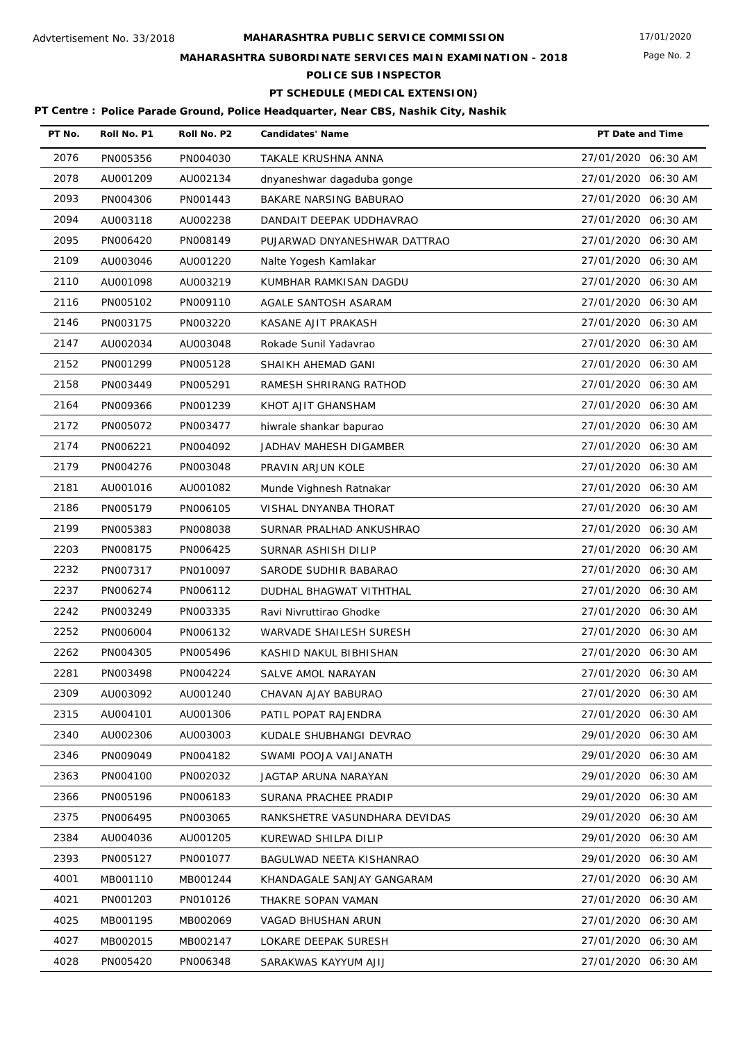Advtertisement No. 33/2018

# MAHARASHTRA PUBLIC SERVICE COMMISSION

17/01/2020

## MAHARASHTRA SUBORDINATE SERVICES MAIN EXAMINATION - 2018

### POLICE SUB INSPECTOR

### PT SCHEDULE (MEDICAL EXTENSION)

**PT Centre : Police Parade Ground, Police Headquarter, Near CBS, Nashik City, Nashik**

| PT No. | Roll No. P1 | Roll No. P2 | Candidates' Name | PT Date and Time |
|---|---|---|---|---|
| 2076 | PN005356 | PN004030 | TAKALE KRUSHNA ANNA | 27/01/2020 06:30 AM |
| 2078 | AU001209 | AU002134 | dnyaneshwar dagaduba gonge | 27/01/2020 06:30 AM |
| 2093 | PN004306 | PN001443 | BAKARE NARSING BABURAO | 27/01/2020 06:30 AM |
| 2094 | AU003118 | AU002238 | DANDAIT DEEPAK UDDHAVRAO | 27/01/2020 06:30 AM |
| 2095 | PN006420 | PN008149 | PUJARWAD DNYANESHWAR DATTRAO | 27/01/2020 06:30 AM |
| 2109 | AU003046 | AU001220 | Nalte Yogesh Kamlakar | 27/01/2020 06:30 AM |
| 2110 | AU001098 | AU003219 | KUMBHAR RAMKISAN DAGDU | 27/01/2020 06:30 AM |
| 2116 | PN005102 | PN009110 | AGALE SANTOSH ASARAM | 27/01/2020 06:30 AM |
| 2146 | PN003175 | PN003220 | KASANE AJIT PRAKASH | 27/01/2020 06:30 AM |
| 2147 | AU002034 | AU003048 | Rokade Sunil Yadavrao | 27/01/2020 06:30 AM |
| 2152 | PN001299 | PN005128 | SHAIKH AHEMAD GANI | 27/01/2020 06:30 AM |
| 2158 | PN003449 | PN005291 | RAMESH SHRIRANG RATHOD | 27/01/2020 06:30 AM |
| 2164 | PN009366 | PN001239 | KHOT AJIT GHANSHAM | 27/01/2020 06:30 AM |
| 2172 | PN005072 | PN003477 | hiwrale shankar bapurao | 27/01/2020 06:30 AM |
| 2174 | PN006221 | PN004092 | JADHAV MAHESH DIGAMBER | 27/01/2020 06:30 AM |
| 2179 | PN004276 | PN003048 | PRAVIN ARJUN KOLE | 27/01/2020 06:30 AM |
| 2181 | AU001016 | AU001082 | Munde Vighnesh Ratnakar | 27/01/2020 06:30 AM |
| 2186 | PN005179 | PN006105 | VISHAL DNYANBA THORAT | 27/01/2020 06:30 AM |
| 2199 | PN005383 | PN008038 | SURNAR PRALHAD ANKUSHRAO | 27/01/2020 06:30 AM |
| 2203 | PN008175 | PN006425 | SURNAR ASHISH DILIP | 27/01/2020 06:30 AM |
| 2232 | PN007317 | PN010097 | SARODE SUDHIR BABARAO | 27/01/2020 06:30 AM |
| 2237 | PN006274 | PN006112 | DUDHAL BHAGWAT VITHTHAL | 27/01/2020 06:30 AM |
| 2242 | PN003249 | PN003335 | Ravi Nivruttirao Ghodke | 27/01/2020 06:30 AM |
| 2252 | PN006004 | PN006132 | WARVADE SHAILESH SURESH | 27/01/2020 06:30 AM |
| 2262 | PN004305 | PN005496 | KASHID NAKUL BIBHISHAN | 27/01/2020 06:30 AM |
| 2281 | PN003498 | PN004224 | SALVE AMOL NARAYAN | 27/01/2020 06:30 AM |
| 2309 | AU003092 | AU001240 | CHAVAN AJAY BABURAO | 27/01/2020 06:30 AM |
| 2315 | AU004101 | AU001306 | PATIL POPAT RAJENDRA | 27/01/2020 06:30 AM |
| 2340 | AU002306 | AU003003 | KUDALE SHUBHANGI DEVRAO | 29/01/2020 06:30 AM |
| 2346 | PN009049 | PN004182 | SWAMI POOJA VAIJANATH | 29/01/2020 06:30 AM |
| 2363 | PN004100 | PN002032 | JAGTAP ARUNA NARAYAN | 29/01/2020 06:30 AM |
| 2366 | PN005196 | PN006183 | SURANA PRACHEE PRADIP | 29/01/2020 06:30 AM |
| 2375 | PN006495 | PN003065 | RANKSHETRE VASUNDHARA DEVIDAS | 29/01/2020 06:30 AM |
| 2384 | AU004036 | AU001205 | KUREWAD SHILPA DILIP | 29/01/2020 06:30 AM |
| 2393 | PN005127 | PN001077 | BAGULWAD NEETA KISHANRAO | 29/01/2020 06:30 AM |
| 4001 | MB001110 | MB001244 | KHANDAGALE SANJAY GANGARAM | 27/01/2020 06:30 AM |
| 4021 | PN001203 | PN010126 | THAKRE SOPAN VAMAN | 27/01/2020 06:30 AM |
| 4025 | MB001195 | MB002069 | VAGAD BHUSHAN ARUN | 27/01/2020 06:30 AM |
| 4027 | MB002015 | MB002147 | LOKARE DEEPAK SURESH | 27/01/2020 06:30 AM |
| 4028 | PN005420 | PN006348 | SARAKWAS KAYYUM AJIJ | 27/01/2020 06:30 AM |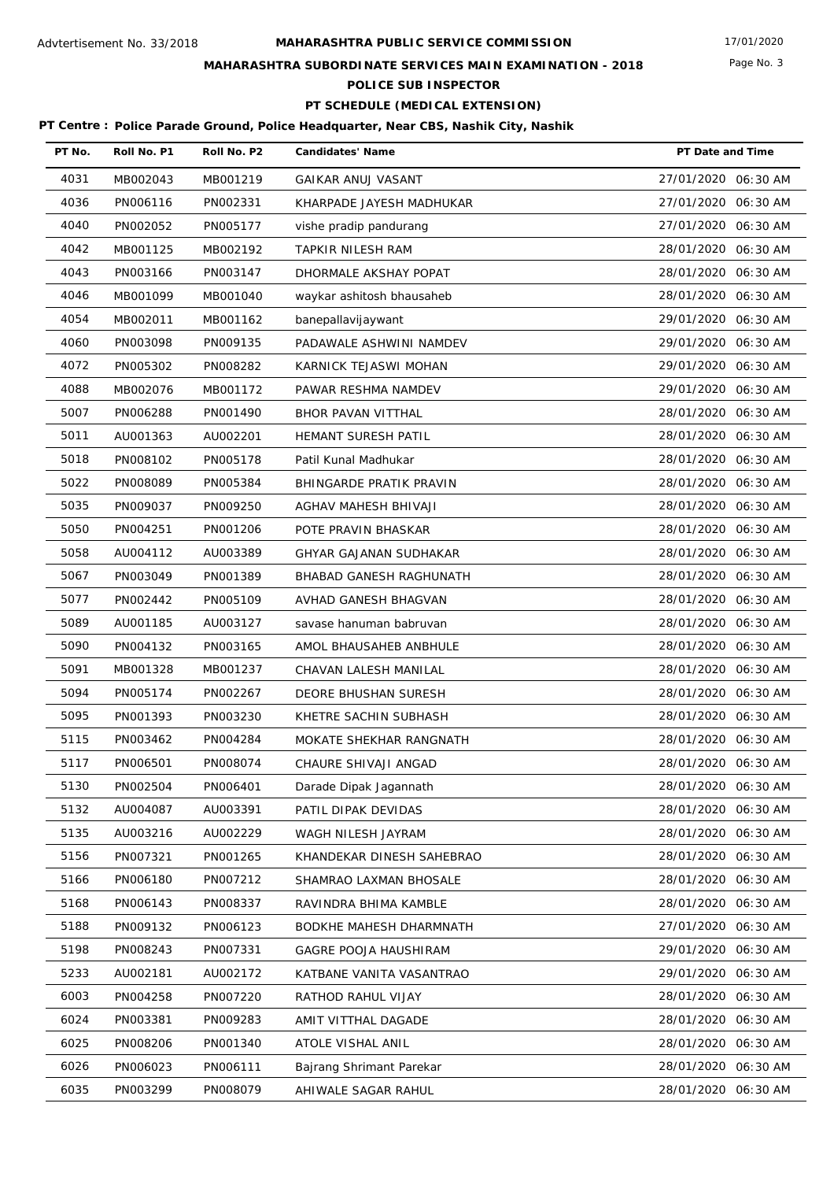Advtertisement No. 33/2018

# MAHARASHTRA PUBLIC SERVICE COMMISSION

17/01/2020

## MAHARASHTRA SUBORDINATE SERVICES MAIN EXAMINATION - 2018

### POLICE SUB INSPECTOR

### PT SCHEDULE (MEDICAL EXTENSION)

**PT Centre : Police Parade Ground, Police Headquarter, Near CBS, Nashik City, Nashik**

| PT No. | Roll No. P1 | Roll No. P2 | Candidates' Name | PT Date and Time |
|---|---|---|---|---|
| 4031 | MB002043 | MB001219 | GAIKAR ANUJ VASANT | 27/01/2020 06:30 AM |
| 4036 | PN006116 | PN002331 | KHARPADE JAYESH MADHUKAR | 27/01/2020 06:30 AM |
| 4040 | PN002052 | PN005177 | vishe pradip pandurang | 27/01/2020 06:30 AM |
| 4042 | MB001125 | MB002192 | TAPKIR NILESH RAM | 28/01/2020 06:30 AM |
| 4043 | PN003166 | PN003147 | DHORMALE AKSHAY POPAT | 28/01/2020 06:30 AM |
| 4046 | MB001099 | MB001040 | waykar ashitosh bhausaheb | 28/01/2020 06:30 AM |
| 4054 | MB002011 | MB001162 | banepallavijaywant | 29/01/2020 06:30 AM |
| 4060 | PN003098 | PN009135 | PADAWALE ASHWINI NAMDEV | 29/01/2020 06:30 AM |
| 4072 | PN005302 | PN008282 | KARNICK TEJASWI MOHAN | 29/01/2020 06:30 AM |
| 4088 | MB002076 | MB001172 | PAWAR RESHMA NAMDEV | 29/01/2020 06:30 AM |
| 5007 | PN006288 | PN001490 | BHOR PAVAN VITTHAL | 28/01/2020 06:30 AM |
| 5011 | AU001363 | AU002201 | HEMANT SURESH PATIL | 28/01/2020 06:30 AM |
| 5018 | PN008102 | PN005178 | Patil Kunal Madhukar | 28/01/2020 06:30 AM |
| 5022 | PN008089 | PN005384 | BHINGARDE PRATIK PRAVIN | 28/01/2020 06:30 AM |
| 5035 | PN009037 | PN009250 | AGHAV MAHESH BHIVAJI | 28/01/2020 06:30 AM |
| 5050 | PN004251 | PN001206 | POTE PRAVIN BHASKAR | 28/01/2020 06:30 AM |
| 5058 | AU004112 | AU003389 | GHYAR GAJANAN SUDHAKAR | 28/01/2020 06:30 AM |
| 5067 | PN003049 | PN001389 | BHABAD GANESH RAGHUNATH | 28/01/2020 06:30 AM |
| 5077 | PN002442 | PN005109 | AVHAD GANESH BHAGVAN | 28/01/2020 06:30 AM |
| 5089 | AU001185 | AU003127 | savase hanuman babruvan | 28/01/2020 06:30 AM |
| 5090 | PN004132 | PN003165 | AMOL BHAUSAHEB ANBHULE | 28/01/2020 06:30 AM |
| 5091 | MB001328 | MB001237 | CHAVAN LALESH MANILAL | 28/01/2020 06:30 AM |
| 5094 | PN005174 | PN002267 | DEORE BHUSHAN SURESH | 28/01/2020 06:30 AM |
| 5095 | PN001393 | PN003230 | KHETRE SACHIN SUBHASH | 28/01/2020 06:30 AM |
| 5115 | PN003462 | PN004284 | MOKATE SHEKHAR RANGNATH | 28/01/2020 06:30 AM |
| 5117 | PN006501 | PN008074 | CHAURE SHIVAJI ANGAD | 28/01/2020 06:30 AM |
| 5130 | PN002504 | PN006401 | Darade Dipak Jagannath | 28/01/2020 06:30 AM |
| 5132 | AU004087 | AU003391 | PATIL DIPAK DEVIDAS | 28/01/2020 06:30 AM |
| 5135 | AU003216 | AU002229 | WAGH NILESH JAYRAM | 28/01/2020 06:30 AM |
| 5156 | PN007321 | PN001265 | KHANDEKAR DINESH SAHEBRAO | 28/01/2020 06:30 AM |
| 5166 | PN006180 | PN007212 | SHAMRAO LAXMAN BHOSALE | 28/01/2020 06:30 AM |
| 5168 | PN006143 | PN008337 | RAVINDRA BHIMA KAMBLE | 28/01/2020 06:30 AM |
| 5188 | PN009132 | PN006123 | BODKHE MAHESH DHARMNATH | 27/01/2020 06:30 AM |
| 5198 | PN008243 | PN007331 | GAGRE POOJA HAUSHIRAM | 29/01/2020 06:30 AM |
| 5233 | AU002181 | AU002172 | KATBANE VANITA VASANTRAO | 29/01/2020 06:30 AM |
| 6003 | PN004258 | PN007220 | RATHOD RAHUL VIJAY | 28/01/2020 06:30 AM |
| 6024 | PN003381 | PN009283 | AMIT VITTHAL DAGADE | 28/01/2020 06:30 AM |
| 6025 | PN008206 | PN001340 | ATOLE VISHAL ANIL | 28/01/2020 06:30 AM |
| 6026 | PN006023 | PN006111 | Bajrang Shrimant Parekar | 28/01/2020 06:30 AM |
| 6035 | PN003299 | PN008079 | AHIWALE SAGAR RAHUL | 28/01/2020 06:30 AM |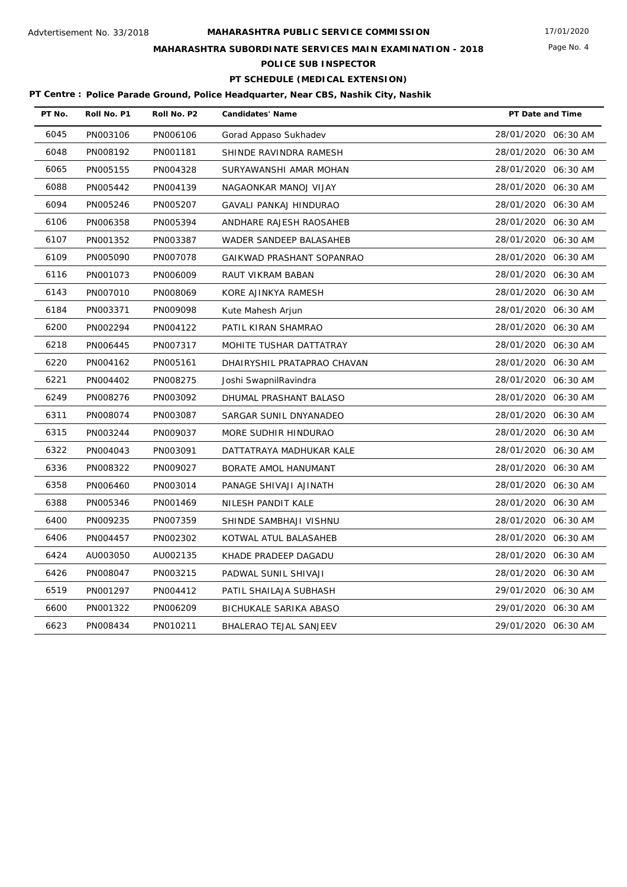Advtertisement No. 33/2018

# MAHARASHTRA PUBLIC SERVICE COMMISSION

17/01/2020

## MAHARASHTRA SUBORDINATE SERVICES MAIN EXAMINATION - 2018

### POLICE SUB INSPECTOR

### PT SCHEDULE (MEDICAL EXTENSION)

**PT Centre : Police Parade Ground, Police Headquarter, Near CBS, Nashik City, Nashik**

| PT No. | Roll No. P1 | Roll No. P2 | Candidates' Name | PT Date and Time |
|---|---|---|---|---|
| 6045 | PN003106 | PN006106 | Gorad Appaso Sukhadev | 28/01/2020 06:30 AM |
| 6048 | PN008192 | PN001181 | SHINDE RAVINDRA RAMESH | 28/01/2020 06:30 AM |
| 6065 | PN005155 | PN004328 | SURYAWANSHI AMAR MOHAN | 28/01/2020 06:30 AM |
| 6088 | PN005442 | PN004139 | NAGAONKAR MANOJ VIJAY | 28/01/2020 06:30 AM |
| 6094 | PN005246 | PN005207 | GAVALI PANKAJ HINDURAO | 28/01/2020 06:30 AM |
| 6106 | PN006358 | PN005394 | ANDHARE RAJESH RAOSAHEB | 28/01/2020 06:30 AM |
| 6107 | PN001352 | PN003387 | WADER SANDEEP BALASAHEB | 28/01/2020 06:30 AM |
| 6109 | PN005090 | PN007078 | GAIKWAD PRASHANT SOPANRAO | 28/01/2020 06:30 AM |
| 6116 | PN001073 | PN006009 | RAUT VIKRAM BABAN | 28/01/2020 06:30 AM |
| 6143 | PN007010 | PN008069 | KORE AJINKYA RAMESH | 28/01/2020 06:30 AM |
| 6184 | PN003371 | PN009098 | Kute Mahesh Arjun | 28/01/2020 06:30 AM |
| 6200 | PN002294 | PN004122 | PATIL KIRAN SHAMRAO | 28/01/2020 06:30 AM |
| 6218 | PN006445 | PN007317 | MOHITE TUSHAR DATTATRAY | 28/01/2020 06:30 AM |
| 6220 | PN004162 | PN005161 | DHAIRYSHIL PRATAPRAO CHAVAN | 28/01/2020 06:30 AM |
| 6221 | PN004402 | PN008275 | Joshi SwapnilRavindra | 28/01/2020 06:30 AM |
| 6249 | PN008276 | PN003092 | DHUMAL PRASHANT BALASO | 28/01/2020 06:30 AM |
| 6311 | PN008074 | PN003087 | SARGAR SUNIL DNYANADEO | 28/01/2020 06:30 AM |
| 6315 | PN003244 | PN009037 | MORE SUDHIR HINDURAO | 28/01/2020 06:30 AM |
| 6322 | PN004043 | PN003091 | DATTATRAYA MADHUKAR KALE | 28/01/2020 06:30 AM |
| 6336 | PN008322 | PN009027 | BORATE AMOL HANUMANT | 28/01/2020 06:30 AM |
| 6358 | PN006460 | PN003014 | PANAGE SHIVAJI AJINATH | 28/01/2020 06:30 AM |
| 6388 | PN005346 | PN001469 | NILESH PANDIT KALE | 28/01/2020 06:30 AM |
| 6400 | PN009235 | PN007359 | SHINDE SAMBHAJI VISHNU | 28/01/2020 06:30 AM |
| 6406 | PN004457 | PN002302 | KOTWAL ATUL BALASAHEB | 28/01/2020 06:30 AM |
| 6424 | AU003050 | AU002135 | KHADE PRADEEP DAGADU | 28/01/2020 06:30 AM |
| 6426 | PN008047 | PN003215 | PADWAL SUNIL SHIVAJI | 28/01/2020 06:30 AM |
| 6519 | PN001297 | PN004412 | PATIL SHAILAJA SUBHASH | 29/01/2020 06:30 AM |
| 6600 | PN001322 | PN006209 | BICHUKALE SARIKA ABASO | 29/01/2020 06:30 AM |
| 6623 | PN008434 | PN010211 | BHALERAO TEJAL SANJEEV | 29/01/2020 06:30 AM |